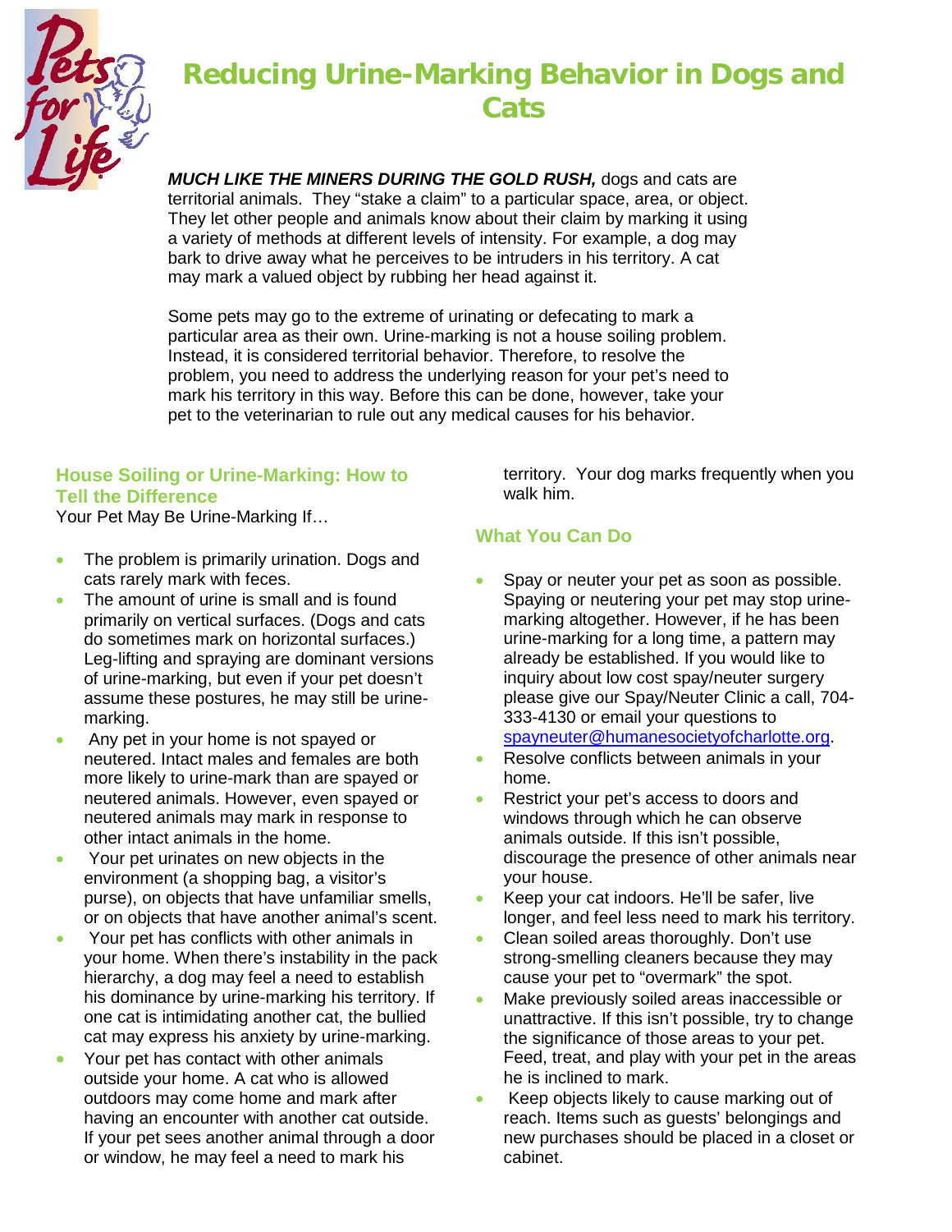# Reducing Urine-Marking Behavior in Dogs and Cats

***MUCH LIKE THE MINERS DURING THE GOLD RUSH,*** dogs and cats are territorial animals. They "stake a claim" to a particular space, area, or object. They let other people and animals know about their claim by marking it using a variety of methods at different levels of intensity. For example, a dog may bark to drive away what he perceives to be intruders in his territory. A cat may mark a valued object by rubbing her head against it.

Some pets may go to the extreme of urinating or defecating to mark a particular area as their own. Urine-marking is not a house soiling problem. Instead, it is considered territorial behavior. Therefore, to resolve the problem, you need to address the underlying reason for your pet's need to mark his territory in this way. Before this can be done, however, take your pet to the veterinarian to rule out any medical causes for his behavior.

## House Soiling or Urine-Marking: How to Tell the Difference

Your Pet May Be Urine-Marking If…

- The problem is primarily urination. Dogs and cats rarely mark with feces.
- The amount of urine is small and is found primarily on vertical surfaces. (Dogs and cats do sometimes mark on horizontal surfaces.) Leg-lifting and spraying are dominant versions of urine-marking, but even if your pet doesn't assume these postures, he may still be urine-marking.
- Any pet in your home is not spayed or neutered. Intact males and females are both more likely to urine-mark than are spayed or neutered animals. However, even spayed or neutered animals may mark in response to other intact animals in the home.
- Your pet urinates on new objects in the environment (a shopping bag, a visitor's purse), on objects that have unfamiliar smells, or on objects that have another animal's scent.
- Your pet has conflicts with other animals in your home. When there's instability in the pack hierarchy, a dog may feel a need to establish his dominance by urine-marking his territory. If one cat is intimidating another cat, the bullied cat may express his anxiety by urine-marking.
- Your pet has contact with other animals outside your home. A cat who is allowed outdoors may come home and mark after having an encounter with another cat outside. If your pet sees another animal through a door or window, he may feel a need to mark his territory. Your dog marks frequently when you walk him.

## What You Can Do

- Spay or neuter your pet as soon as possible. Spaying or neutering your pet may stop urine-marking altogether. However, if he has been urine-marking for a long time, a pattern may already be established. If you would like to inquiry about low cost spay/neuter surgery please give our Spay/Neuter Clinic a call, 704-333-4130 or email your questions to [spayneuter@humanesocietyofcharlotte.org](mailto:spayneuter@humanesocietyofcharlotte.org).
- Resolve conflicts between animals in your home.
- Restrict your pet's access to doors and windows through which he can observe animals outside. If this isn't possible, discourage the presence of other animals near your house.
- Keep your cat indoors. He'll be safer, live longer, and feel less need to mark his territory.
- Clean soiled areas thoroughly. Don't use strong-smelling cleaners because they may cause your pet to "overmark" the spot.
- Make previously soiled areas inaccessible or unattractive. If this isn't possible, try to change the significance of those areas to your pet. Feed, treat, and play with your pet in the areas he is inclined to mark.
- Keep objects likely to cause marking out of reach. Items such as guests' belongings and new purchases should be placed in a closet or cabinet.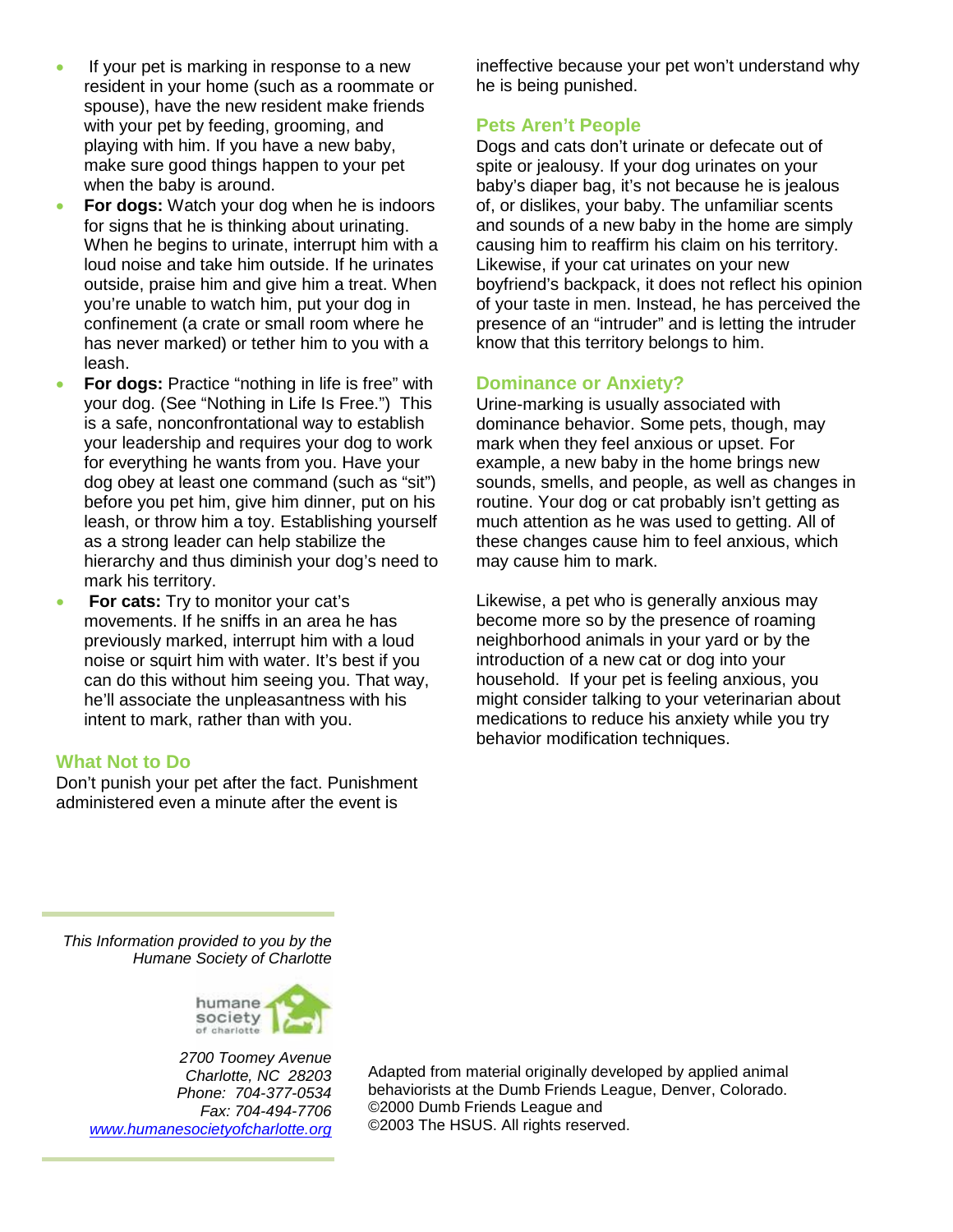- If your pet is marking in response to a new resident in your home (such as a roommate or spouse), have the new resident make friends with your pet by feeding, grooming, and playing with him. If you have a new baby, make sure good things happen to your pet when the baby is around.
- **For dogs:** Watch your dog when he is indoors for signs that he is thinking about urinating. When he begins to urinate, interrupt him with a loud noise and take him outside. If he urinates outside, praise him and give him a treat. When you're unable to watch him, put your dog in confinement (a crate or small room where he has never marked) or tether him to you with a leash.
- **For dogs:** Practice "nothing in life is free" with your dog. (See "Nothing in Life Is Free.") This is a safe, nonconfrontational way to establish your leadership and requires your dog to work for everything he wants from you. Have your dog obey at least one command (such as "sit") before you pet him, give him dinner, put on his leash, or throw him a toy. Establishing yourself as a strong leader can help stabilize the hierarchy and thus diminish your dog's need to mark his territory.
- **For cats:** Try to monitor your cat's movements. If he sniffs in an area he has previously marked, interrupt him with a loud noise or squirt him with water. It's best if you can do this without him seeing you. That way, he'll associate the unpleasantness with his intent to mark, rather than with you.

### What Not to Do

Don't punish your pet after the fact. Punishment administered even a minute after the event is ineffective because your pet won't understand why he is being punished.

### Pets Aren't People

Dogs and cats don't urinate or defecate out of spite or jealousy. If your dog urinates on your baby's diaper bag, it's not because he is jealous of, or dislikes, your baby. The unfamiliar scents and sounds of a new baby in the home are simply causing him to reaffirm his claim on his territory. Likewise, if your cat urinates on your new boyfriend's backpack, it does not reflect his opinion of your taste in men. Instead, he has perceived the presence of an "intruder" and is letting the intruder know that this territory belongs to him.

### Dominance or Anxiety?

Urine-marking is usually associated with dominance behavior. Some pets, though, may mark when they feel anxious or upset. For example, a new baby in the home brings new sounds, smells, and people, as well as changes in routine. Your dog or cat probably isn't getting as much attention as he was used to getting. All of these changes cause him to feel anxious, which may cause him to mark.

Likewise, a pet who is generally anxious may become more so by the presence of roaming neighborhood animals in your yard or by the introduction of a new cat or dog into your household. If your pet is feeling anxious, you might consider talking to your veterinarian about medications to reduce his anxiety while you try behavior modification techniques.

*This Information provided to you by the Humane Society of Charlotte*

*2700 Toomey Avenue*
*Charlotte, NC 28203*
*Phone: 704-377-0534*
*Fax: 704-494-7706*
*www.humanesocietyofcharlotte.org*

Adapted from material originally developed by applied animal behaviorists at the Dumb Friends League, Denver, Colorado.
©2000 Dumb Friends League and
©2003 The HSUS. All rights reserved.